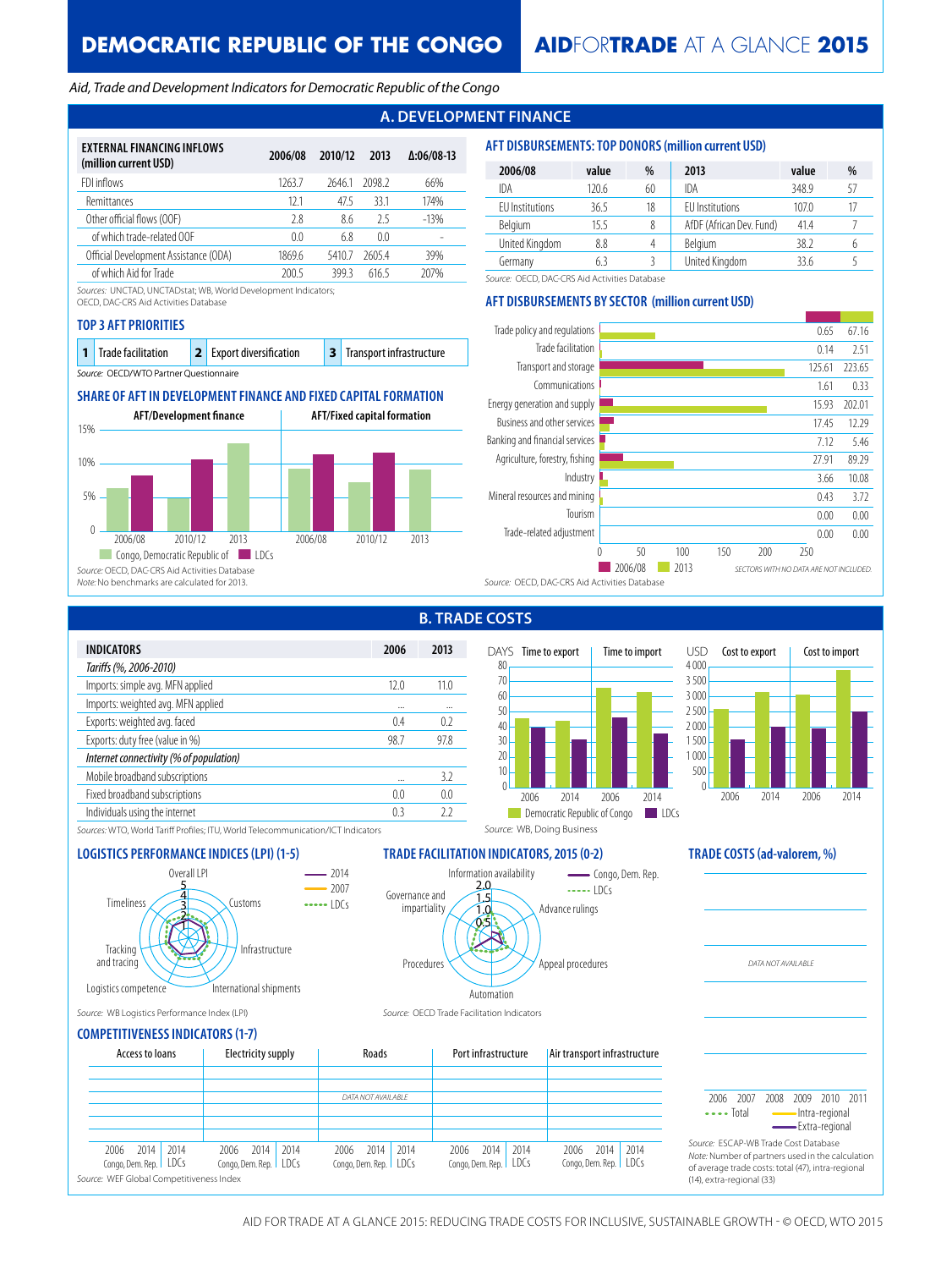# DEMOCRATIC REPUBLIC OF THE CONGO

## AIDFORTRADE AT A GLANCE 2015

*Aid, Trade and Development Indicators for Democratic Republic of the Congo*

## A. DEVELOPMENT FINANCE

| EXTERNAL FINANCING INFLOWS (million current USD) | 2006/08 | 2010/12 | 2013 | Δ:06/08-13 |
|---|---|---|---|---|
| FDI inflows | 1263.7 | 2646.1 | 2098.2 | 66% |
| Remittances | 12.1 | 47.5 | 33.1 | 174% |
| Other official flows (OOF) | 2.8 | 8.6 | 2.5 | -13% |
| of which trade-related OOF | 0.0 | 6.8 | 0.0 | - |
| Official Development Assistance (ODA) | 1869.6 | 5410.7 | 2605.4 | 39% |
| of which Aid for Trade | 200.5 | 399.3 | 616.5 | 207% |

*Sources:* UNCTAD, UNCTADstat; WB, World Development Indicators; OECD, DAC-CRS Aid Activities Database

### AFT DISBURSEMENTS: TOP DONORS (million current USD)

| 2006/08 | value | % | 2013 | value | % |
|---|---|---|---|---|---|
| IDA | 120.6 | 60 | IDA | 348.9 | 57 |
| EU Institutions | 36.5 | 18 | EU Institutions | 107.0 | 17 |
| Belgium | 15.5 | 8 | AfDF (African Dev. Fund) | 41.4 | 7 |
| United Kingdom | 8.8 | 4 | Belgium | 38.2 | 6 |
| Germany | 6.3 | 3 | United Kingdom | 33.6 | 5 |

*Source:* OECD, DAC-CRS Aid Activities Database

### TOP 3 AFT PRIORITIES

1. Trade facilitation
2. Export diversification
3. Transport infrastructure

*Source:* OECD/WTO Partner Questionnaire

### AFT DISBURSEMENTS BY SECTOR (million current USD)

| Sector | 2006/08 | 2013 |
|---|---|---|
| Trade policy and regulations | 0.65 | 67.16 |
| Trade facilitation | 0.14 | 2.51 |
| Transport and storage | 125.61 | 223.65 |
| Communications | 1.61 | 0.33 |
| Energy generation and supply | 15.93 | 202.01 |
| Business and other services | 17.45 | 12.29 |
| Banking and financial services | 7.12 | 5.46 |
| Agriculture, forestry, fishing | 27.91 | 89.29 |
| Industry | 3.66 | 10.08 |
| Mineral resources and mining | 0.43 | 3.72 |
| Tourism | 0.00 | 0.00 |
| Trade-related adjustment | 0.00 | 0.00 |

SECTORS WITH NO DATA ARE NOT INCLUDED.

*Source:* OECD, DAC-CRS Aid Activities Database

### SHARE OF AFT IN DEVELOPMENT FINANCE AND FIXED CAPITAL FORMATION

AFT/Development finance; AFT/Fixed capital formation (2006/08, 2010/12, 2013) — Congo, Democratic Republic of; LDCs

*Source:* OECD, DAC-CRS Aid Activities Database
*Note:* No benchmarks are calculated for 2013.

## B. TRADE COSTS

| INDICATORS | 2006 | 2013 |
|---|---|---|
| *Tariffs (%, 2006-2010)* | | |
| Imports: simple avg. MFN applied | 12.0 | 11.0 |
| Imports: weighted avg. MFN applied | ... | ... |
| Exports: weighted avg. faced | 0.4 | 0.2 |
| Exports: duty free (value in %) | 98.7 | 97.8 |
| *Internet connectivity (% of population)* | | |
| Mobile broadband subscriptions | ... | 3.2 |
| Fixed broadband subscriptions | 0.0 | 0.0 |
| Individuals using the internet | 0.3 | 2.2 |

*Sources:* WTO, World Tariff Profiles; ITU, World Telecommunication/ICT Indicators

Time to export / Time to import (DAYS); Cost to export / Cost to import (USD) — 2006, 2014 — Democratic Republic of Congo; LDCs

*Source:* WB, Doing Business

### LOGISTICS PERFORMANCE INDICES (LPI) (1-5)

Overall LPI, Customs, Infrastructure, International shipments, Logistics competence, Tracking and tracing, Timeliness — 2014; 2007; LDCs

*Source:* WB Logistics Performance Index (LPI)

### TRADE FACILITATION INDICATORS, 2015 (0-2)

Information availability, Advance rulings, Appeal procedures, Automation, Procedures, Governance and impartiality — Congo, Dem. Rep.; LDCs

*Source:* OECD Trade Facilitation Indicators

### TRADE COSTS (ad-valorem, %)

DATA NOT AVAILABLE

2006 2007 2008 2009 2010 2011 — Total; Intra-regional; Extra-regional

*Source:* ESCAP-WB Trade Cost Database
*Note:* Number of partners used in the calculation of average trade costs: total (47), intra-regional (14), extra-regional (33)

### COMPETITIVENESS INDICATORS (1-7)

Access to loans; Electricity supply; Roads; Port infrastructure; Air transport infrastructure — 2006, 2014 Congo, Dem. Rep.; 2014 LDCs

DATA NOT AVAILABLE

*Source:* WEF Global Competitiveness Index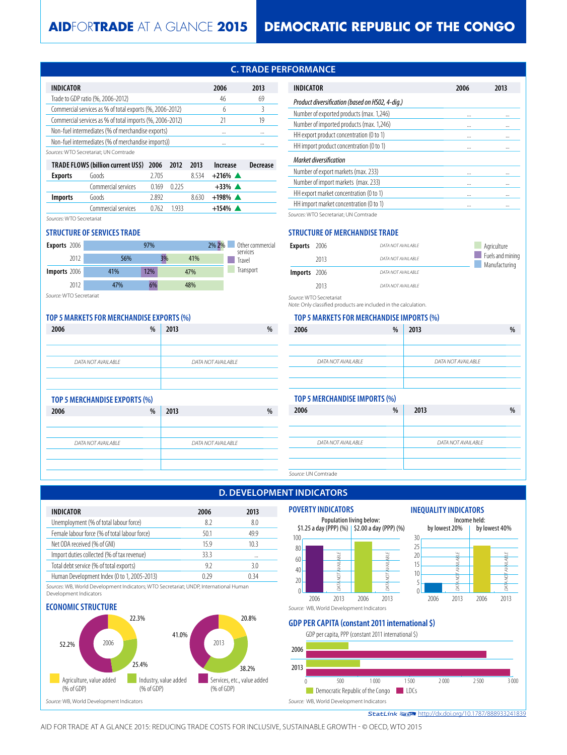# AIDFORTRADE AT A GLANCE 2015 — DEMOCRATIC REPUBLIC OF THE CONGO

## C. TRADE PERFORMANCE

| INDICATOR | 2006 | 2013 |
|---|---|---|
| Trade to GDP ratio (%, 2006-2012) | 46 | 69 |
| Commercial services as % of total exports (%, 2006-2012) | 6 | 3 |
| Commercial services as % of total imports (%, 2006-2012) | 21 | 19 |
| Non-fuel intermediates (% of merchandise exports) | ... | ... |
| Non-fuel intermediates (% of merchandise imports)) | ... | ... |

*Sources:* WTO Secretariat; UN Comtrade

| TRADE FLOWS (billion current US$) | | 2006 | 2012 | 2013 | Increase | Decrease |
|---|---|---|---|---|---|---|
| **Exports** | Goods | 2.705 | | 8.534 | **+216%** ▲ | |
| | Commercial services | 0.169 | 0.225 | | **+33%** ▲ | |
| **Imports** | Goods | 2.892 | | 8.630 | **+198%** ▲ | |
| | Commercial services | 0.762 | 1.933 | | **+154%** ▲ | |

*Sources:* WTO Secretariat

| INDICATOR | 2006 | 2013 |
|---|---|---|
| *Product diversification (based on HS02, 4-dig.)* | | |
| Number of exported products (max. 1,246) | ... | ... |
| Number of imported products (max. 1,246) | ... | ... |
| HH export product concentration (0 to 1) | ... | ... |
| HH import product concentration (0 to 1) | ... | ... |
| *Market diversification* | | |
| Number of export markets (max. 233) | ... | ... |
| Number of import markets (max. 233) | ... | ... |
| HH export market concentration (0 to 1) | ... | ... |
| HH import market concentration (0 to 1) | ... | ... |

*Sources:* WTO Secretariat; UN Comtrade

### STRUCTURE OF SERVICES TRADE

Exports 2006: 97% 2% 2%
2012: 56% 3% 41%
Imports 2006: 41% 12% 47%
2012: 47% 6% 48%

Other commercial services; Travel; Transport

*Source:* WTO Secretariat

### STRUCTURE OF MERCHANDISE TRADE

Exports 2006: DATA NOT AVAILABLE
2013: DATA NOT AVAILABLE
Imports 2006: DATA NOT AVAILABLE
2013: DATA NOT AVAILABLE

Agriculture; Fuels and mining; Manufacturing

*Source:* WTO Secretariat
*Note:* Only classified products are included in the calculation.

### TOP 5 MARKETS FOR MERCHANDISE EXPORTS (%)

| 2006 | % | 2013 | % |
|---|---|---|---|
| DATA NOT AVAILABLE | | DATA NOT AVAILABLE | |

### TOP 5 MARKETS FOR MERCHANDISE IMPORTS (%)

| 2006 | % | 2013 | % |
|---|---|---|---|
| DATA NOT AVAILABLE | | DATA NOT AVAILABLE | |

### TOP 5 MERCHANDISE EXPORTS (%)

| 2006 | % | 2013 | % |
|---|---|---|---|
| DATA NOT AVAILABLE | | DATA NOT AVAILABLE | |

### TOP 5 MERCHANDISE IMPORTS (%)

| 2006 | % | 2013 | % |
|---|---|---|---|
| DATA NOT AVAILABLE | | DATA NOT AVAILABLE | |

*Source:* UN Comtrade

## D. DEVELOPMENT INDICATORS

| INDICATOR | 2006 | 2013 |
|---|---|---|
| Unemployment (% of total labour force) | 8.2 | 8.0 |
| Female labour force (% of total labour force) | 50.1 | 49.9 |
| Net ODA received (% of GNI) | 15.9 | 10.3 |
| Import duties collected (% of tax revenue) | 33.3 | ... |
| Total debt service (% of total exports) | 9.2 | 3.0 |
| Human Development Index (0 to 1, 2005-2013) | 0.29 | 0.34 |

*Sources:* WB, World Development Indicators; WTO Secretariat; UNDP, International Human Development Indicators

### ECONOMIC STRUCTURE

2006: 22.3%, 25.4%, 52.2%
2013: 20.8%, 38.2%, 41.0%

Agriculture, value added (% of GDP); Industry, value added (% of GDP); Services, etc., value added (% of GDP)

*Source:* WB, World Development Indicators

### POVERTY INDICATORS

Population living below:
$1.25 a day (PPP) (%) | $2.00 a day (PPP) (%)
0, 20, 40, 60, 80, 100
2006, 2013 (DATA NOT AVAILABLE), 2006, 2013 (DATA NOT AVAILABLE)

### INEQUALITY INDICATORS

Income held:
by lowest 20% | by lowest 40%
0, 5, 10, 15, 20, 25, 30
2006, 2013 (DATA NOT AVAILABLE), 2006, 2013 (DATA NOT AVAILABLE)

*Source:* WB, World Development Indicators

### GDP PER CAPITA (constant 2011 international $)

GDP per capita, PPP (constant 2011 international $)
2006, 2013
0, 500, 1 000, 1 500, 2 000, 2 500, 3 000
Democratic Republic of the Congo; LDCs

*Source:* WB, World Development Indicators

StatLink http://dx.doi.org/10.1787/888933241839